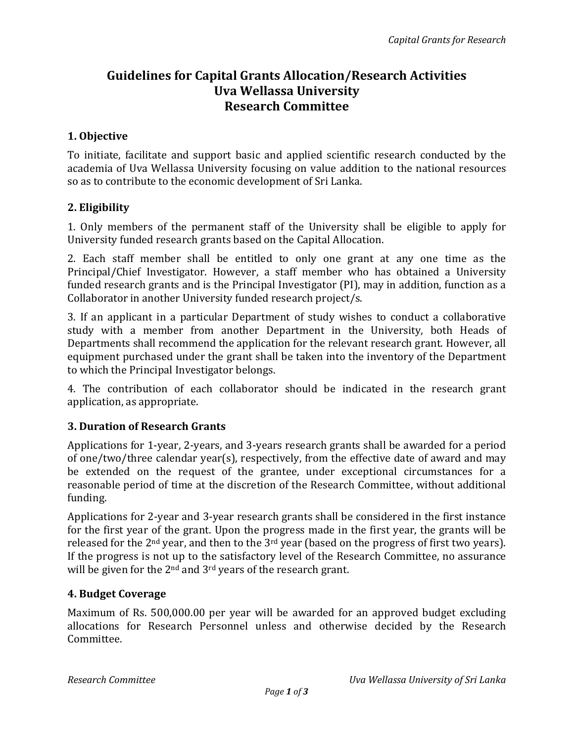# Guidelines for Capital Grants Allocation/Research Activities
# Uva Wellassa University
# Research Committee

## 1. Objective

To initiate, facilitate and support basic and applied scientific research conducted by the academia of Uva Wellassa University focusing on value addition to the national resources so as to contribute to the economic development of Sri Lanka.

## 2. Eligibility

1. Only members of the permanent staff of the University shall be eligible to apply for University funded research grants based on the Capital Allocation.

2. Each staff member shall be entitled to only one grant at any one time as the Principal/Chief Investigator. However, a staff member who has obtained a University funded research grants and is the Principal Investigator (PI), may in addition, function as a Collaborator in another University funded research project/s.

3. If an applicant in a particular Department of study wishes to conduct a collaborative study with a member from another Department in the University, both Heads of Departments shall recommend the application for the relevant research grant. However, all equipment purchased under the grant shall be taken into the inventory of the Department to which the Principal Investigator belongs.

4. The contribution of each collaborator should be indicated in the research grant application, as appropriate.

## 3. Duration of Research Grants

Applications for 1-year, 2-years, and 3-years research grants shall be awarded for a period of one/two/three calendar year(s), respectively, from the effective date of award and may be extended on the request of the grantee, under exceptional circumstances for a reasonable period of time at the discretion of the Research Committee, without additional funding.

Applications for 2-year and 3-year research grants shall be considered in the first instance for the first year of the grant. Upon the progress made in the first year, the grants will be released for the 2nd year, and then to the 3rd year (based on the progress of first two years). If the progress is not up to the satisfactory level of the Research Committee, no assurance will be given for the 2nd and 3rd years of the research grant.

## 4. Budget Coverage

Maximum of Rs. 500,000.00 per year will be awarded for an approved budget excluding allocations for Research Personnel unless and otherwise decided by the Research Committee.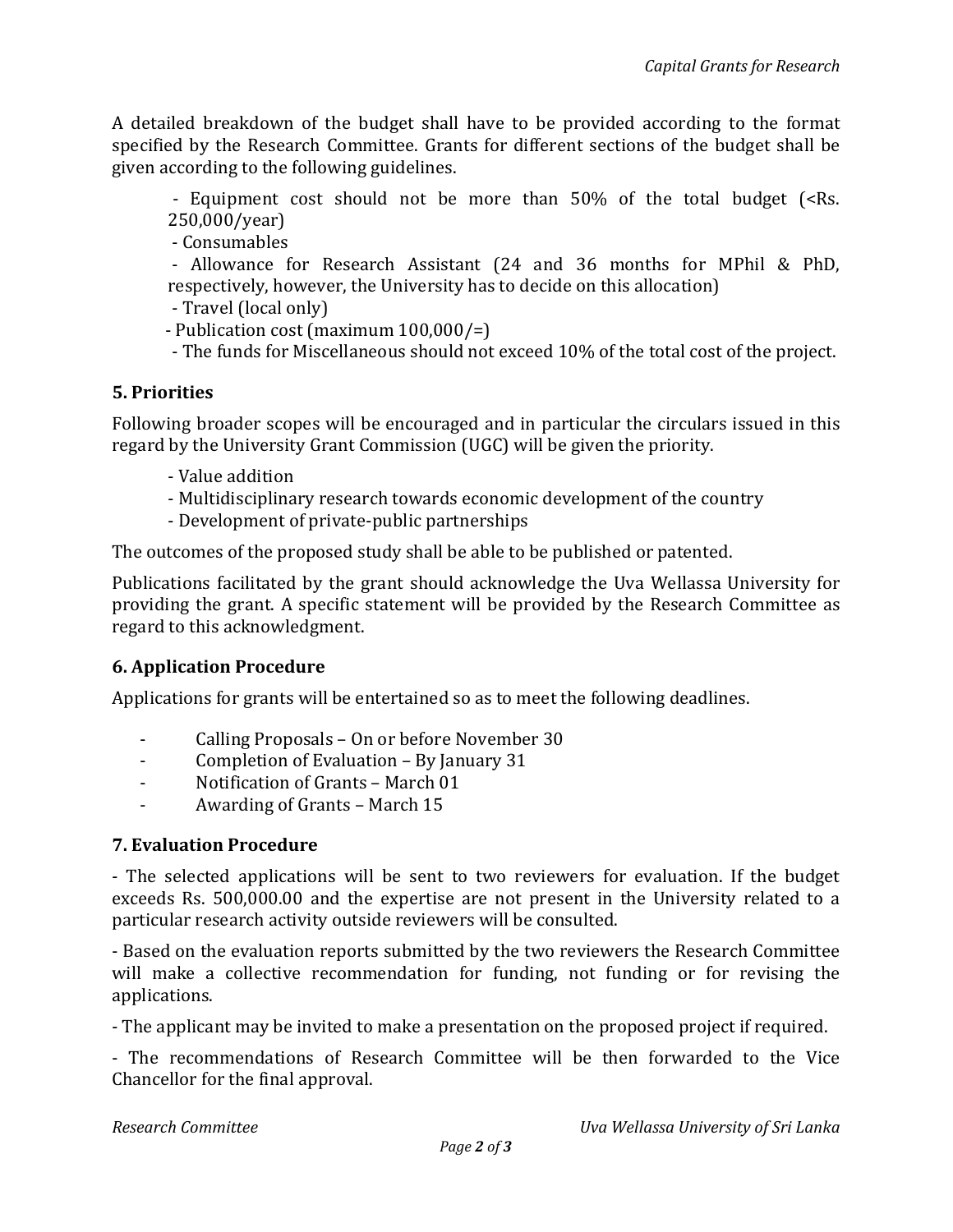A detailed breakdown of the budget shall have to be provided according to the format specified by the Research Committee. Grants for different sections of the budget shall be given according to the following guidelines.

- Equipment cost should not be more than 50% of the total budget (<Rs. 250,000/year)
- Consumables
- Allowance for Research Assistant (24 and 36 months for MPhil & PhD, respectively, however, the University has to decide on this allocation)
- Travel (local only)
- Publication cost (maximum 100,000/=)
- The funds for Miscellaneous should not exceed 10% of the total cost of the project.

## 5. Priorities

Following broader scopes will be encouraged and in particular the circulars issued in this regard by the University Grant Commission (UGC) will be given the priority.

- Value addition
- Multidisciplinary research towards economic development of the country
- Development of private-public partnerships

The outcomes of the proposed study shall be able to be published or patented.

Publications facilitated by the grant should acknowledge the Uva Wellassa University for providing the grant. A specific statement will be provided by the Research Committee as regard to this acknowledgment.

## 6. Application Procedure

Applications for grants will be entertained so as to meet the following deadlines.

- Calling Proposals – On or before November 30
- Completion of Evaluation – By January 31
- Notification of Grants – March 01
- Awarding of Grants – March 15

## 7. Evaluation Procedure

- The selected applications will be sent to two reviewers for evaluation. If the budget exceeds Rs. 500,000.00 and the expertise are not present in the University related to a particular research activity outside reviewers will be consulted.

- Based on the evaluation reports submitted by the two reviewers the Research Committee will make a collective recommendation for funding, not funding or for revising the applications.

- The applicant may be invited to make a presentation on the proposed project if required.

- The recommendations of Research Committee will be then forwarded to the Vice Chancellor for the final approval.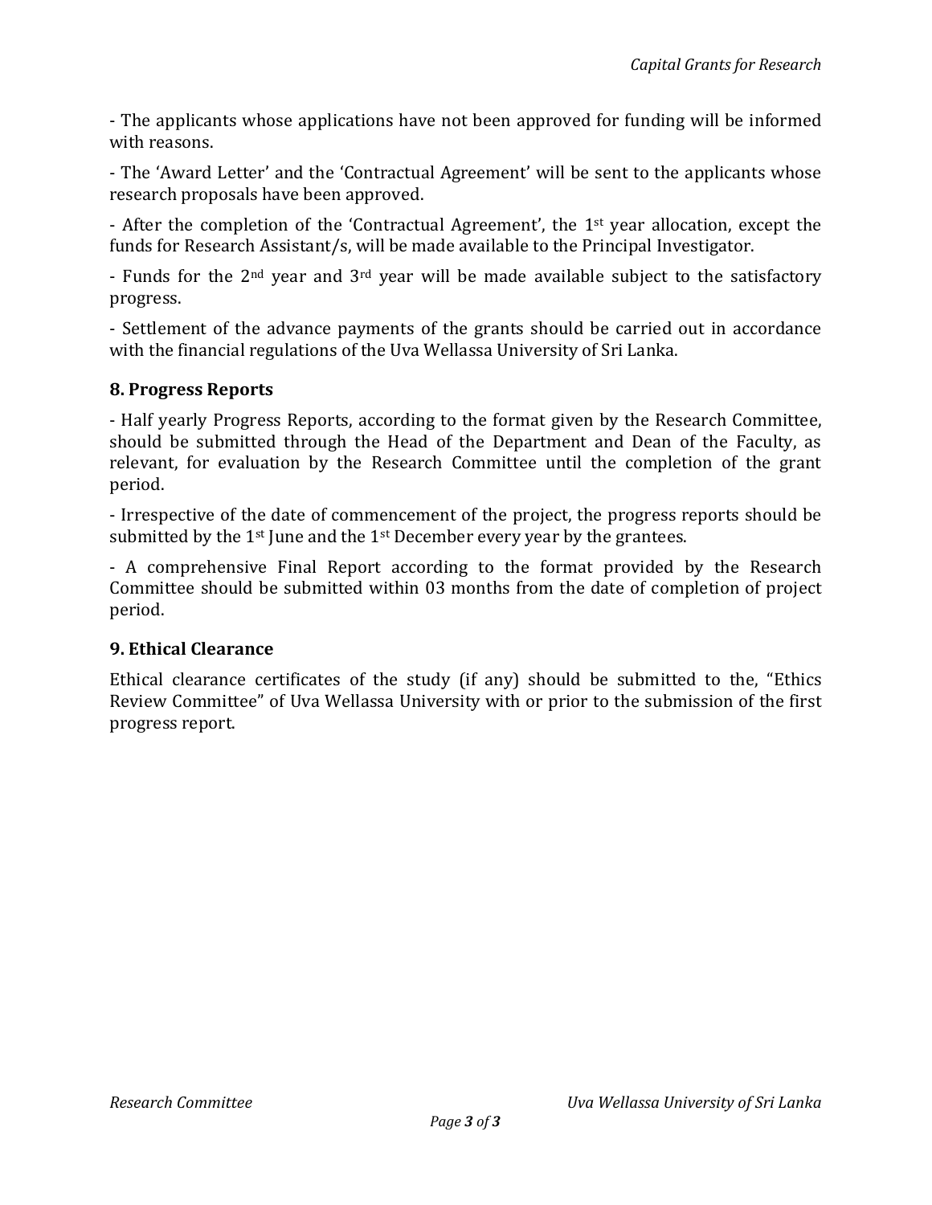- The applicants whose applications have not been approved for funding will be informed with reasons.

- The 'Award Letter' and the 'Contractual Agreement' will be sent to the applicants whose research proposals have been approved.

- After the completion of the 'Contractual Agreement', the 1st year allocation, except the funds for Research Assistant/s, will be made available to the Principal Investigator.

- Funds for the 2nd year and 3rd year will be made available subject to the satisfactory progress.

- Settlement of the advance payments of the grants should be carried out in accordance with the financial regulations of the Uva Wellassa University of Sri Lanka.

### 8. Progress Reports

- Half yearly Progress Reports, according to the format given by the Research Committee, should be submitted through the Head of the Department and Dean of the Faculty, as relevant, for evaluation by the Research Committee until the completion of the grant period.

- Irrespective of the date of commencement of the project, the progress reports should be submitted by the 1st June and the 1st December every year by the grantees.

- A comprehensive Final Report according to the format provided by the Research Committee should be submitted within 03 months from the date of completion of project period.

### 9. Ethical Clearance

Ethical clearance certificates of the study (if any) should be submitted to the, "Ethics Review Committee" of Uva Wellassa University with or prior to the submission of the first progress report.